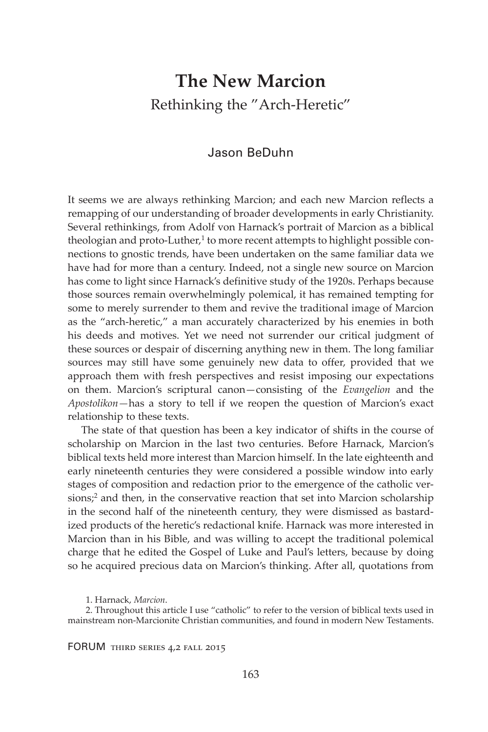# The New Marcion

## Rethinking the "Arch-Heretic"

Jason BeDuhn

It seems we are always rethinking Marcion; and each new Marcion reflects a remapping of our understanding of broader developments in early Christianity. Several rethinkings, from Adolf von Harnack's portrait of Marcion as a biblical theologian and proto-Luther,[1] to more recent attempts to highlight possible connections to gnostic trends, have been undertaken on the same familiar data we have had for more than a century. Indeed, not a single new source on Marcion has come to light since Harnack's definitive study of the 1920s. Perhaps because those sources remain overwhelmingly polemical, it has remained tempting for some to merely surrender to them and revive the traditional image of Marcion as the "arch-heretic," a man accurately characterized by his enemies in both his deeds and motives. Yet we need not surrender our critical judgment of these sources or despair of discerning anything new in them. The long familiar sources may still have some genuinely new data to offer, provided that we approach them with fresh perspectives and resist imposing our expectations on them. Marcion's scriptural canon—consisting of the *Evangelion* and the *Apostolikon*—has a story to tell if we reopen the question of Marcion's exact relationship to these texts.

The state of that question has been a key indicator of shifts in the course of scholarship on Marcion in the last two centuries. Before Harnack, Marcion's biblical texts held more interest than Marcion himself. In the late eighteenth and early nineteenth centuries they were considered a possible window into early stages of composition and redaction prior to the emergence of the catholic versions;[2] and then, in the conservative reaction that set into Marcion scholarship in the second half of the nineteenth century, they were dismissed as bastardized products of the heretic's redactional knife. Harnack was more interested in Marcion than in his Bible, and was willing to accept the traditional polemical charge that he edited the Gospel of Luke and Paul's letters, because by doing so he acquired precious data on Marcion's thinking. After all, quotations from

1. Harnack, *Marcion*.

2. Throughout this article I use "catholic" to refer to the version of biblical texts used in mainstream non-Marcionite Christian communities, and found in modern New Testaments.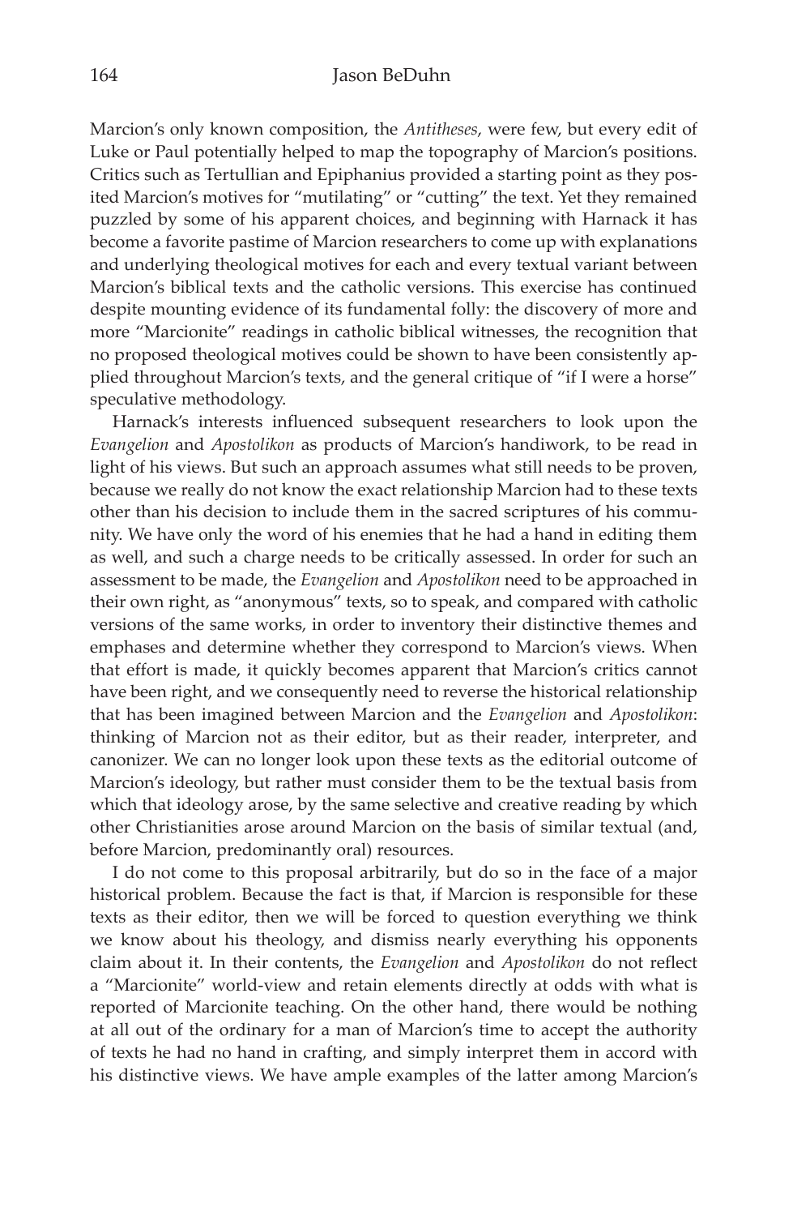Marcion's only known composition, the *Antitheses*, were few, but every edit of Luke or Paul potentially helped to map the topography of Marcion's positions. Critics such as Tertullian and Epiphanius provided a starting point as they posited Marcion's motives for "mutilating" or "cutting" the text. Yet they remained puzzled by some of his apparent choices, and beginning with Harnack it has become a favorite pastime of Marcion researchers to come up with explanations and underlying theological motives for each and every textual variant between Marcion's biblical texts and the catholic versions. This exercise has continued despite mounting evidence of its fundamental folly: the discovery of more and more "Marcionite" readings in catholic biblical witnesses, the recognition that no proposed theological motives could be shown to have been consistently applied throughout Marcion's texts, and the general critique of "if I were a horse" speculative methodology.

Harnack's interests influenced subsequent researchers to look upon the *Evangelion* and *Apostolikon* as products of Marcion's handiwork, to be read in light of his views. But such an approach assumes what still needs to be proven, because we really do not know the exact relationship Marcion had to these texts other than his decision to include them in the sacred scriptures of his community. We have only the word of his enemies that he had a hand in editing them as well, and such a charge needs to be critically assessed. In order for such an assessment to be made, the *Evangelion* and *Apostolikon* need to be approached in their own right, as "anonymous" texts, so to speak, and compared with catholic versions of the same works, in order to inventory their distinctive themes and emphases and determine whether they correspond to Marcion's views. When that effort is made, it quickly becomes apparent that Marcion's critics cannot have been right, and we consequently need to reverse the historical relationship that has been imagined between Marcion and the *Evangelion* and *Apostolikon*: thinking of Marcion not as their editor, but as their reader, interpreter, and canonizer. We can no longer look upon these texts as the editorial outcome of Marcion's ideology, but rather must consider them to be the textual basis from which that ideology arose, by the same selective and creative reading by which other Christianities arose around Marcion on the basis of similar textual (and, before Marcion, predominantly oral) resources.

I do not come to this proposal arbitrarily, but do so in the face of a major historical problem. Because the fact is that, if Marcion is responsible for these texts as their editor, then we will be forced to question everything we think we know about his theology, and dismiss nearly everything his opponents claim about it. In their contents, the *Evangelion* and *Apostolikon* do not reflect a "Marcionite" world-view and retain elements directly at odds with what is reported of Marcionite teaching. On the other hand, there would be nothing at all out of the ordinary for a man of Marcion's time to accept the authority of texts he had no hand in crafting, and simply interpret them in accord with his distinctive views. We have ample examples of the latter among Marcion's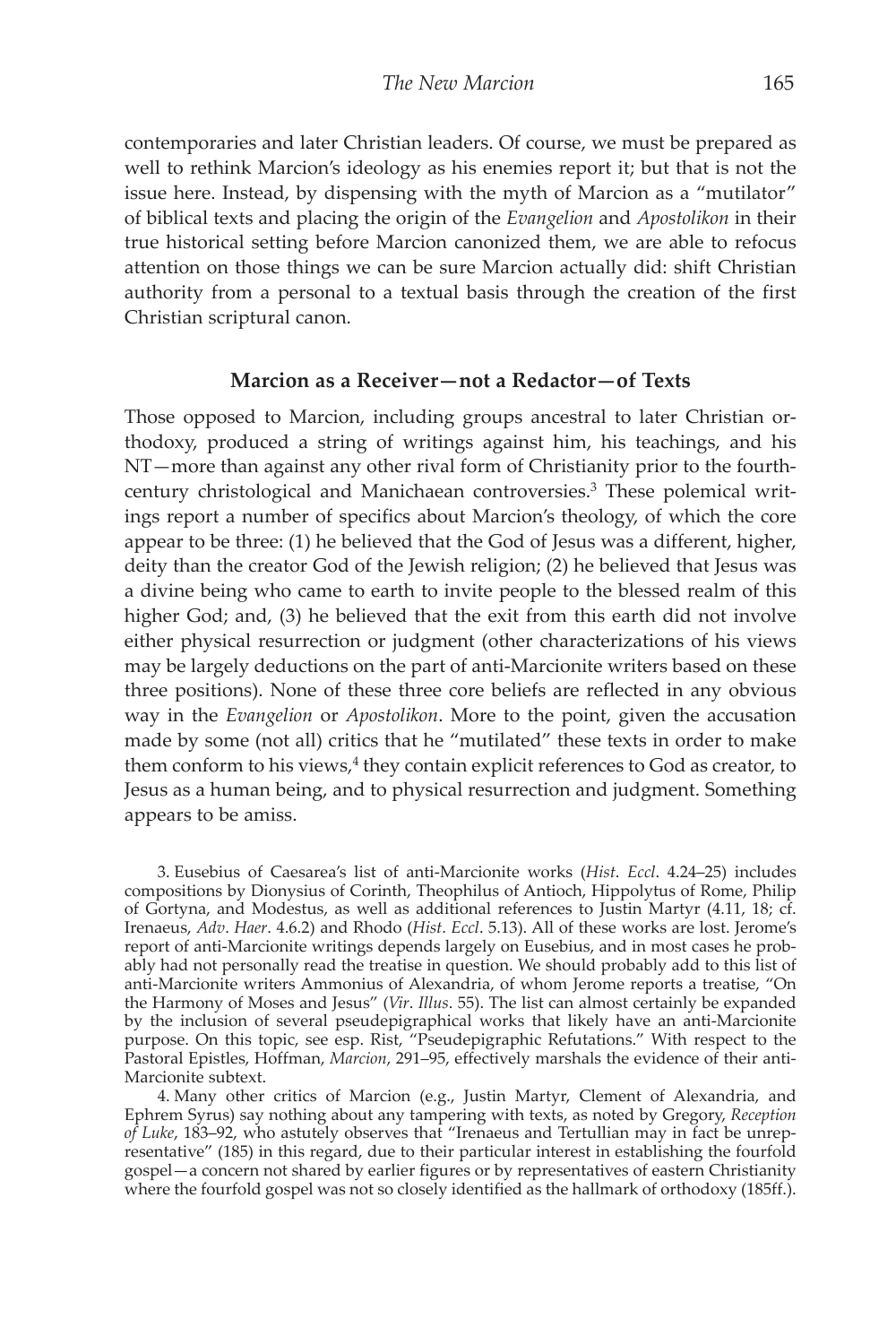contemporaries and later Christian leaders. Of course, we must be prepared as well to rethink Marcion's ideology as his enemies report it; but that is not the issue here. Instead, by dispensing with the myth of Marcion as a "mutilator" of biblical texts and placing the origin of the *Evangelion* and *Apostolikon* in their true historical setting before Marcion canonized them, we are able to refocus attention on those things we can be sure Marcion actually did: shift Christian authority from a personal to a textual basis through the creation of the first Christian scriptural canon.

## Marcion as a Receiver—not a Redactor—of Texts

Those opposed to Marcion, including groups ancestral to later Christian orthodoxy, produced a string of writings against him, his teachings, and his NT—more than against any other rival form of Christianity prior to the fourth-century christological and Manichaean controversies.[3] These polemical writings report a number of specifics about Marcion's theology, of which the core appear to be three: (1) he believed that the God of Jesus was a different, higher, deity than the creator God of the Jewish religion; (2) he believed that Jesus was a divine being who came to earth to invite people to the blessed realm of this higher God; and, (3) he believed that the exit from this earth did not involve either physical resurrection or judgment (other characterizations of his views may be largely deductions on the part of anti-Marcionite writers based on these three positions). None of these three core beliefs are reflected in any obvious way in the *Evangelion* or *Apostolikon*. More to the point, given the accusation made by some (not all) critics that he "mutilated" these texts in order to make them conform to his views,[4] they contain explicit references to God as creator, to Jesus as a human being, and to physical resurrection and judgment. Something appears to be amiss.

3. Eusebius of Caesarea's list of anti-Marcionite works (*Hist. Eccl*. 4.24–25) includes compositions by Dionysius of Corinth, Theophilus of Antioch, Hippolytus of Rome, Philip of Gortyna, and Modestus, as well as additional references to Justin Martyr (4.11, 18; cf. Irenaeus, *Adv. Haer*. 4.6.2) and Rhodo (*Hist. Eccl*. 5.13). All of these works are lost. Jerome's report of anti-Marcionite writings depends largely on Eusebius, and in most cases he probably had not personally read the treatise in question. We should probably add to this list of anti-Marcionite writers Ammonius of Alexandria, of whom Jerome reports a treatise, "On the Harmony of Moses and Jesus" (*Vir. Illus*. 55). The list can almost certainly be expanded by the inclusion of several pseudepigraphical works that likely have an anti-Marcionite purpose. On this topic, see esp. Rist, "Pseudepigraphic Refutations." With respect to the Pastoral Epistles, Hoffman, *Marcion*, 291–95, effectively marshals the evidence of their anti-Marcionite subtext.

4. Many other critics of Marcion (e.g., Justin Martyr, Clement of Alexandria, and Ephrem Syrus) say nothing about any tampering with texts, as noted by Gregory, *Reception of Luke*, 183–92, who astutely observes that "Irenaeus and Tertullian may in fact be unrepresentative" (185) in this regard, due to their particular interest in establishing the fourfold gospel—a concern not shared by earlier figures or by representatives of eastern Christianity where the fourfold gospel was not so closely identified as the hallmark of orthodoxy (185ff.).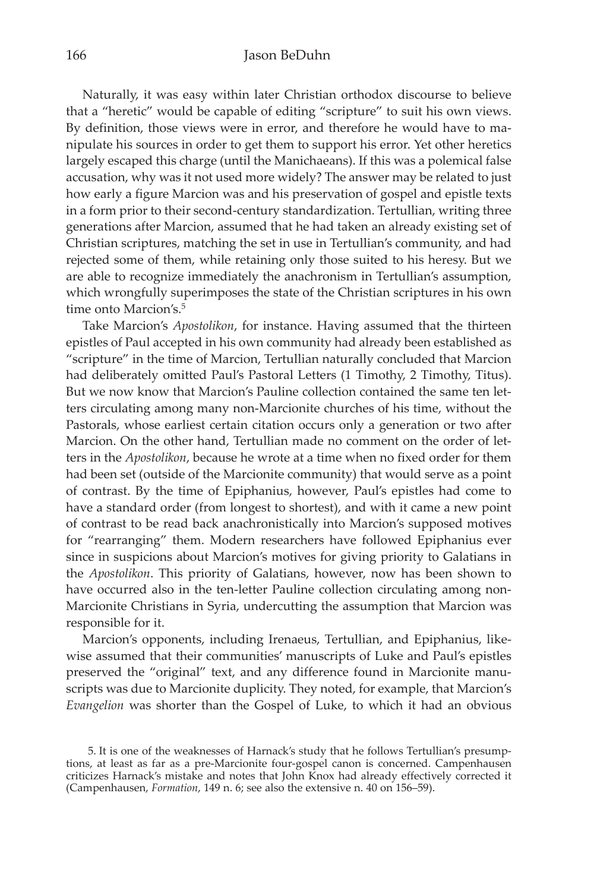Naturally, it was easy within later Christian orthodox discourse to believe that a "heretic" would be capable of editing "scripture" to suit his own views. By definition, those views were in error, and therefore he would have to manipulate his sources in order to get them to support his error. Yet other heretics largely escaped this charge (until the Manichaeans). If this was a polemical false accusation, why was it not used more widely? The answer may be related to just how early a figure Marcion was and his preservation of gospel and epistle texts in a form prior to their second-century standardization. Tertullian, writing three generations after Marcion, assumed that he had taken an already existing set of Christian scriptures, matching the set in use in Tertullian's community, and had rejected some of them, while retaining only those suited to his heresy. But we are able to recognize immediately the anachronism in Tertullian's assumption, which wrongfully superimposes the state of the Christian scriptures in his own time onto Marcion's.[5]

Take Marcion's *Apostolikon*, for instance. Having assumed that the thirteen epistles of Paul accepted in his own community had already been established as "scripture" in the time of Marcion, Tertullian naturally concluded that Marcion had deliberately omitted Paul's Pastoral Letters (1 Timothy, 2 Timothy, Titus). But we now know that Marcion's Pauline collection contained the same ten letters circulating among many non-Marcionite churches of his time, without the Pastorals, whose earliest certain citation occurs only a generation or two after Marcion. On the other hand, Tertullian made no comment on the order of letters in the *Apostolikon*, because he wrote at a time when no fixed order for them had been set (outside of the Marcionite community) that would serve as a point of contrast. By the time of Epiphanius, however, Paul's epistles had come to have a standard order (from longest to shortest), and with it came a new point of contrast to be read back anachronistically into Marcion's supposed motives for "rearranging" them. Modern researchers have followed Epiphanius ever since in suspicions about Marcion's motives for giving priority to Galatians in the *Apostolikon*. This priority of Galatians, however, now has been shown to have occurred also in the ten-letter Pauline collection circulating among non-Marcionite Christians in Syria, undercutting the assumption that Marcion was responsible for it.

Marcion's opponents, including Irenaeus, Tertullian, and Epiphanius, likewise assumed that their communities' manuscripts of Luke and Paul's epistles preserved the "original" text, and any difference found in Marcionite manuscripts was due to Marcionite duplicity. They noted, for example, that Marcion's *Evangelion* was shorter than the Gospel of Luke, to which it had an obvious

5. It is one of the weaknesses of Harnack's study that he follows Tertullian's presumptions, at least as far as a pre-Marcionite four-gospel canon is concerned. Campenhausen criticizes Harnack's mistake and notes that John Knox had already effectively corrected it (Campenhausen, *Formation*, 149 n. 6; see also the extensive n. 40 on 156–59).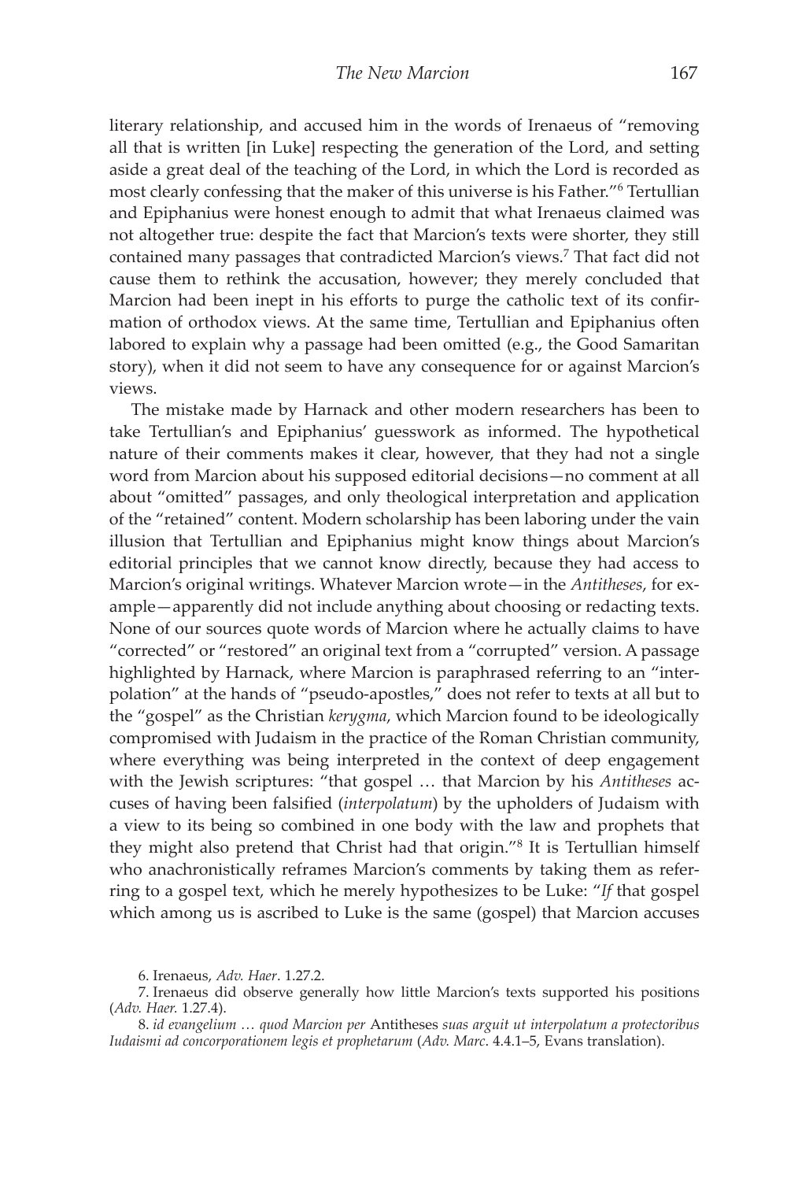literary relationship, and accused him in the words of Irenaeus of "removing all that is written [in Luke] respecting the generation of the Lord, and setting aside a great deal of the teaching of the Lord, in which the Lord is recorded as most clearly confessing that the maker of this universe is his Father."[6] Tertullian and Epiphanius were honest enough to admit that what Irenaeus claimed was not altogether true: despite the fact that Marcion's texts were shorter, they still contained many passages that contradicted Marcion's views.[7] That fact did not cause them to rethink the accusation, however; they merely concluded that Marcion had been inept in his efforts to purge the catholic text of its confirmation of orthodox views. At the same time, Tertullian and Epiphanius often labored to explain why a passage had been omitted (e.g., the Good Samaritan story), when it did not seem to have any consequence for or against Marcion's views.

The mistake made by Harnack and other modern researchers has been to take Tertullian's and Epiphanius' guesswork as informed. The hypothetical nature of their comments makes it clear, however, that they had not a single word from Marcion about his supposed editorial decisions—no comment at all about "omitted" passages, and only theological interpretation and application of the "retained" content. Modern scholarship has been laboring under the vain illusion that Tertullian and Epiphanius might know things about Marcion's editorial principles that we cannot know directly, because they had access to Marcion's original writings. Whatever Marcion wrote—in the *Antitheses*, for example—apparently did not include anything about choosing or redacting texts. None of our sources quote words of Marcion where he actually claims to have "corrected" or "restored" an original text from a "corrupted" version. A passage highlighted by Harnack, where Marcion is paraphrased referring to an "interpolation" at the hands of "pseudo-apostles," does not refer to texts at all but to the "gospel" as the Christian *kerygma*, which Marcion found to be ideologically compromised with Judaism in the practice of the Roman Christian community, where everything was being interpreted in the context of deep engagement with the Jewish scriptures: "that gospel … that Marcion by his *Antitheses* accuses of having been falsified (*interpolatum*) by the upholders of Judaism with a view to its being so combined in one body with the law and prophets that they might also pretend that Christ had that origin."[8] It is Tertullian himself who anachronistically reframes Marcion's comments by taking them as referring to a gospel text, which he merely hypothesizes to be Luke: "*If* that gospel which among us is ascribed to Luke is the same (gospel) that Marcion accuses

6. Irenaeus, *Adv. Haer*. 1.27.2.

7. Irenaeus did observe generally how little Marcion's texts supported his positions (*Adv. Haer.* 1.27.4).

8. *id evangelium … quod Marcion per* Antitheses *suas arguit ut interpolatum a protectoribus Iudaismi ad concorporationem legis et prophetarum* (*Adv. Marc*. 4.4.1–5, Evans translation).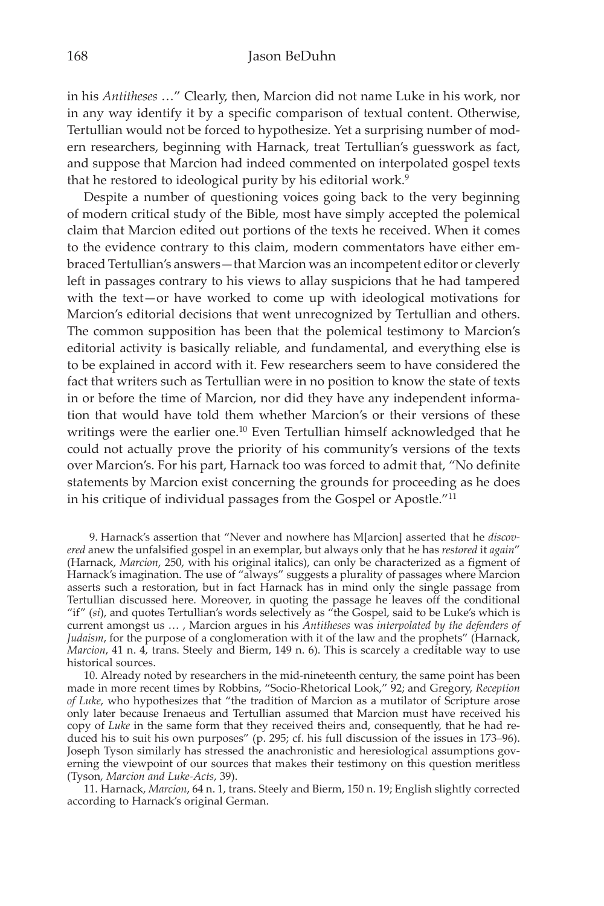in his *Antitheses* …" Clearly, then, Marcion did not name Luke in his work, nor in any way identify it by a specific comparison of textual content. Otherwise, Tertullian would not be forced to hypothesize. Yet a surprising number of modern researchers, beginning with Harnack, treat Tertullian's guesswork as fact, and suppose that Marcion had indeed commented on interpolated gospel texts that he restored to ideological purity by his editorial work.[9]

Despite a number of questioning voices going back to the very beginning of modern critical study of the Bible, most have simply accepted the polemical claim that Marcion edited out portions of the texts he received. When it comes to the evidence contrary to this claim, modern commentators have either embraced Tertullian's answers—that Marcion was an incompetent editor or cleverly left in passages contrary to his views to allay suspicions that he had tampered with the text—or have worked to come up with ideological motivations for Marcion's editorial decisions that went unrecognized by Tertullian and others. The common supposition has been that the polemical testimony to Marcion's editorial activity is basically reliable, and fundamental, and everything else is to be explained in accord with it. Few researchers seem to have considered the fact that writers such as Tertullian were in no position to know the state of texts in or before the time of Marcion, nor did they have any independent information that would have told them whether Marcion's or their versions of these writings were the earlier one.[10] Even Tertullian himself acknowledged that he could not actually prove the priority of his community's versions of the texts over Marcion's. For his part, Harnack too was forced to admit that, "No definite statements by Marcion exist concerning the grounds for proceeding as he does in his critique of individual passages from the Gospel or Apostle."[11]

9. Harnack's assertion that "Never and nowhere has M[arcion] asserted that he *discovered* anew the unfalsified gospel in an exemplar, but always only that he has *restored* it *again*" (Harnack, *Marcion*, 250, with his original italics), can only be characterized as a figment of Harnack's imagination. The use of "always" suggests a plurality of passages where Marcion asserts such a restoration, but in fact Harnack has in mind only the single passage from Tertullian discussed here. Moreover, in quoting the passage he leaves off the conditional "if" (*si*), and quotes Tertullian's words selectively as "the Gospel, said to be Luke's which is current amongst us … , Marcion argues in his *Antitheses* was *interpolated by the defenders of Judaism*, for the purpose of a conglomeration with it of the law and the prophets" (Harnack, *Marcion*, 41 n. 4, trans. Steely and Bierm, 149 n. 6). This is scarcely a creditable way to use historical sources.

10. Already noted by researchers in the mid-nineteenth century, the same point has been made in more recent times by Robbins, "Socio-Rhetorical Look," 92; and Gregory, *Reception of Luke*, who hypothesizes that "the tradition of Marcion as a mutilator of Scripture arose only later because Irenaeus and Tertullian assumed that Marcion must have received his copy of *Luke* in the same form that they received theirs and, consequently, that he had reduced his to suit his own purposes" (p. 295; cf. his full discussion of the issues in 173–96). Joseph Tyson similarly has stressed the anachronistic and heresiological assumptions governing the viewpoint of our sources that makes their testimony on this question meritless (Tyson, *Marcion and Luke-Acts*, 39).

11. Harnack, *Marcion*, 64 n. 1, trans. Steely and Bierm, 150 n. 19; English slightly corrected according to Harnack's original German.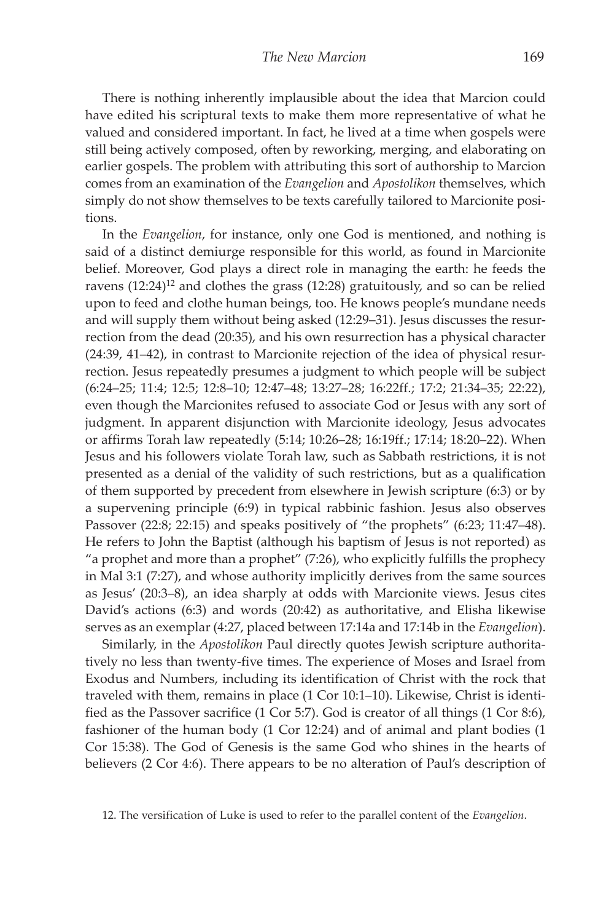There is nothing inherently implausible about the idea that Marcion could have edited his scriptural texts to make them more representative of what he valued and considered important. In fact, he lived at a time when gospels were still being actively composed, often by reworking, merging, and elaborating on earlier gospels. The problem with attributing this sort of authorship to Marcion comes from an examination of the *Evangelion* and *Apostolikon* themselves, which simply do not show themselves to be texts carefully tailored to Marcionite positions.

In the *Evangelion*, for instance, only one God is mentioned, and nothing is said of a distinct demiurge responsible for this world, as found in Marcionite belief. Moreover, God plays a direct role in managing the earth: he feeds the ravens (12:24)[12] and clothes the grass (12:28) gratuitously, and so can be relied upon to feed and clothe human beings, too. He knows people's mundane needs and will supply them without being asked (12:29–31). Jesus discusses the resurrection from the dead (20:35), and his own resurrection has a physical character (24:39, 41–42), in contrast to Marcionite rejection of the idea of physical resurrection. Jesus repeatedly presumes a judgment to which people will be subject (6:24–25; 11:4; 12:5; 12:8–10; 12:47–48; 13:27–28; 16:22ff.; 17:2; 21:34–35; 22:22), even though the Marcionites refused to associate God or Jesus with any sort of judgment. In apparent disjunction with Marcionite ideology, Jesus advocates or affirms Torah law repeatedly (5:14; 10:26–28; 16:19ff.; 17:14; 18:20–22). When Jesus and his followers violate Torah law, such as Sabbath restrictions, it is not presented as a denial of the validity of such restrictions, but as a qualification of them supported by precedent from elsewhere in Jewish scripture (6:3) or by a supervening principle (6:9) in typical rabbinic fashion. Jesus also observes Passover (22:8; 22:15) and speaks positively of "the prophets" (6:23; 11:47–48). He refers to John the Baptist (although his baptism of Jesus is not reported) as "a prophet and more than a prophet" (7:26), who explicitly fulfills the prophecy in Mal 3:1 (7:27), and whose authority implicitly derives from the same sources as Jesus' (20:3–8), an idea sharply at odds with Marcionite views. Jesus cites David's actions (6:3) and words (20:42) as authoritative, and Elisha likewise serves as an exemplar (4:27, placed between 17:14a and 17:14b in the *Evangelion*).

Similarly, in the *Apostolikon* Paul directly quotes Jewish scripture authoritatively no less than twenty-five times. The experience of Moses and Israel from Exodus and Numbers, including its identification of Christ with the rock that traveled with them, remains in place (1 Cor 10:1–10). Likewise, Christ is identified as the Passover sacrifice (1 Cor 5:7). God is creator of all things (1 Cor 8:6), fashioner of the human body (1 Cor 12:24) and of animal and plant bodies (1 Cor 15:38). The God of Genesis is the same God who shines in the hearts of believers (2 Cor 4:6). There appears to be no alteration of Paul's description of

12. The versification of Luke is used to refer to the parallel content of the *Evangelion*.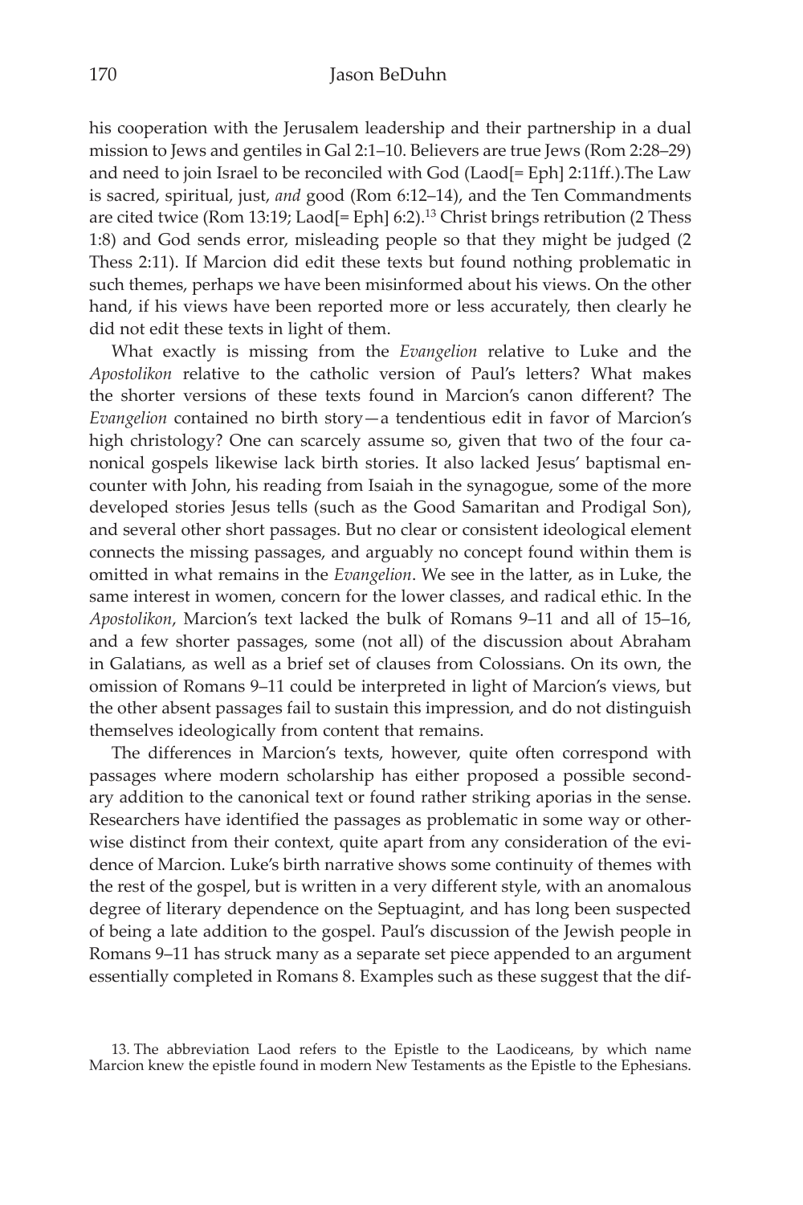his cooperation with the Jerusalem leadership and their partnership in a dual mission to Jews and gentiles in Gal 2:1–10. Believers are true Jews (Rom 2:28–29) and need to join Israel to be reconciled with God (Laod[= Eph] 2:11ff.).The Law is sacred, spiritual, just, *and* good (Rom 6:12–14), and the Ten Commandments are cited twice (Rom 13:19; Laod[= Eph] 6:2).[13] Christ brings retribution (2 Thess 1:8) and God sends error, misleading people so that they might be judged (2 Thess 2:11). If Marcion did edit these texts but found nothing problematic in such themes, perhaps we have been misinformed about his views. On the other hand, if his views have been reported more or less accurately, then clearly he did not edit these texts in light of them.

What exactly is missing from the *Evangelion* relative to Luke and the *Apostolikon* relative to the catholic version of Paul's letters? What makes the shorter versions of these texts found in Marcion's canon different? The *Evangelion* contained no birth story—a tendentious edit in favor of Marcion's high christology? One can scarcely assume so, given that two of the four canonical gospels likewise lack birth stories. It also lacked Jesus' baptismal encounter with John, his reading from Isaiah in the synagogue, some of the more developed stories Jesus tells (such as the Good Samaritan and Prodigal Son), and several other short passages. But no clear or consistent ideological element connects the missing passages, and arguably no concept found within them is omitted in what remains in the *Evangelion*. We see in the latter, as in Luke, the same interest in women, concern for the lower classes, and radical ethic. In the *Apostolikon*, Marcion's text lacked the bulk of Romans 9–11 and all of 15–16, and a few shorter passages, some (not all) of the discussion about Abraham in Galatians, as well as a brief set of clauses from Colossians. On its own, the omission of Romans 9–11 could be interpreted in light of Marcion's views, but the other absent passages fail to sustain this impression, and do not distinguish themselves ideologically from content that remains.

The differences in Marcion's texts, however, quite often correspond with passages where modern scholarship has either proposed a possible secondary addition to the canonical text or found rather striking aporias in the sense. Researchers have identified the passages as problematic in some way or otherwise distinct from their context, quite apart from any consideration of the evidence of Marcion. Luke's birth narrative shows some continuity of themes with the rest of the gospel, but is written in a very different style, with an anomalous degree of literary dependence on the Septuagint, and has long been suspected of being a late addition to the gospel. Paul's discussion of the Jewish people in Romans 9–11 has struck many as a separate set piece appended to an argument essentially completed in Romans 8. Examples such as these suggest that the dif-

13. The abbreviation Laod refers to the Epistle to the Laodiceans, by which name Marcion knew the epistle found in modern New Testaments as the Epistle to the Ephesians.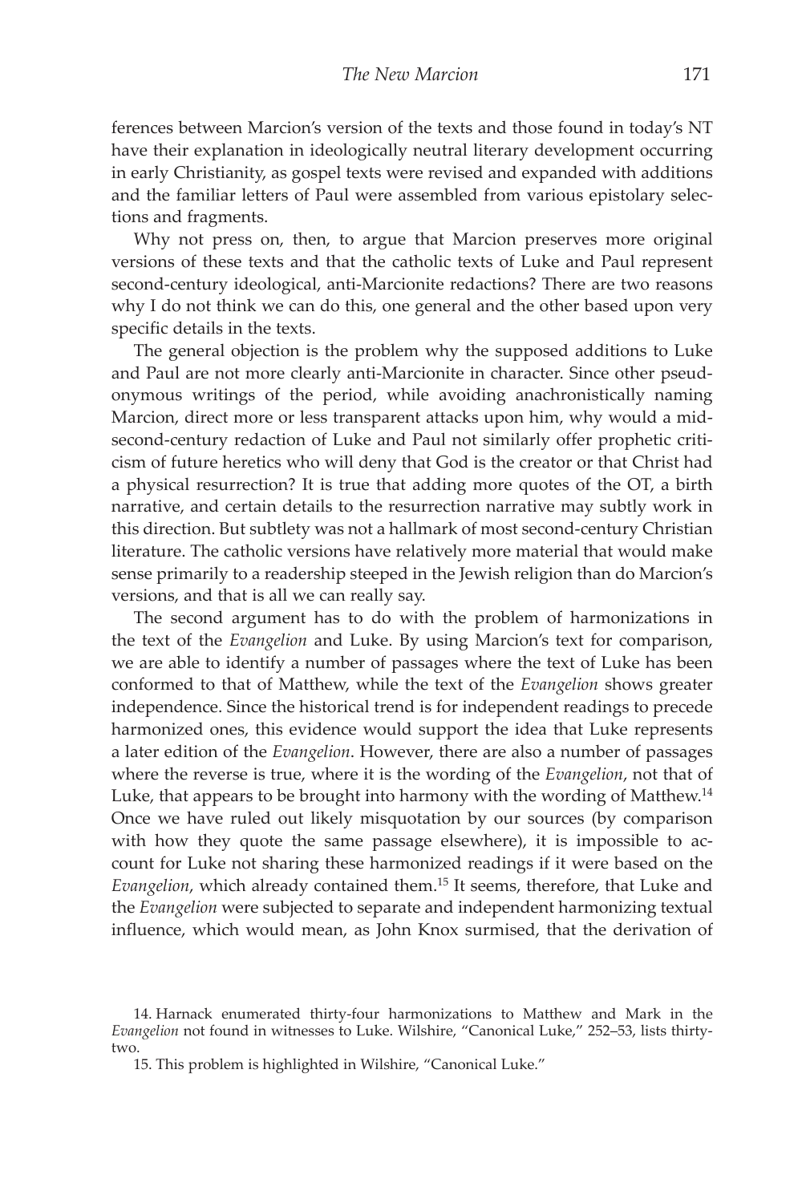ferences between Marcion's version of the texts and those found in today's NT have their explanation in ideologically neutral literary development occurring in early Christianity, as gospel texts were revised and expanded with additions and the familiar letters of Paul were assembled from various epistolary selections and fragments.

Why not press on, then, to argue that Marcion preserves more original versions of these texts and that the catholic texts of Luke and Paul represent second-century ideological, anti-Marcionite redactions? There are two reasons why I do not think we can do this, one general and the other based upon very specific details in the texts.

The general objection is the problem why the supposed additions to Luke and Paul are not more clearly anti-Marcionite in character. Since other pseudonymous writings of the period, while avoiding anachronistically naming Marcion, direct more or less transparent attacks upon him, why would a mid-second-century redaction of Luke and Paul not similarly offer prophetic criticism of future heretics who will deny that God is the creator or that Christ had a physical resurrection? It is true that adding more quotes of the OT, a birth narrative, and certain details to the resurrection narrative may subtly work in this direction. But subtlety was not a hallmark of most second-century Christian literature. The catholic versions have relatively more material that would make sense primarily to a readership steeped in the Jewish religion than do Marcion's versions, and that is all we can really say.

The second argument has to do with the problem of harmonizations in the text of the *Evangelion* and Luke. By using Marcion's text for comparison, we are able to identify a number of passages where the text of Luke has been conformed to that of Matthew, while the text of the *Evangelion* shows greater independence. Since the historical trend is for independent readings to precede harmonized ones, this evidence would support the idea that Luke represents a later edition of the *Evangelion*. However, there are also a number of passages where the reverse is true, where it is the wording of the *Evangelion*, not that of Luke, that appears to be brought into harmony with the wording of Matthew.[14] Once we have ruled out likely misquotation by our sources (by comparison with how they quote the same passage elsewhere), it is impossible to account for Luke not sharing these harmonized readings if it were based on the *Evangelion*, which already contained them.[15] It seems, therefore, that Luke and the *Evangelion* were subjected to separate and independent harmonizing textual influence, which would mean, as John Knox surmised, that the derivation of

14. Harnack enumerated thirty-four harmonizations to Matthew and Mark in the *Evangelion* not found in witnesses to Luke. Wilshire, "Canonical Luke," 252–53, lists thirty-two.

15. This problem is highlighted in Wilshire, "Canonical Luke."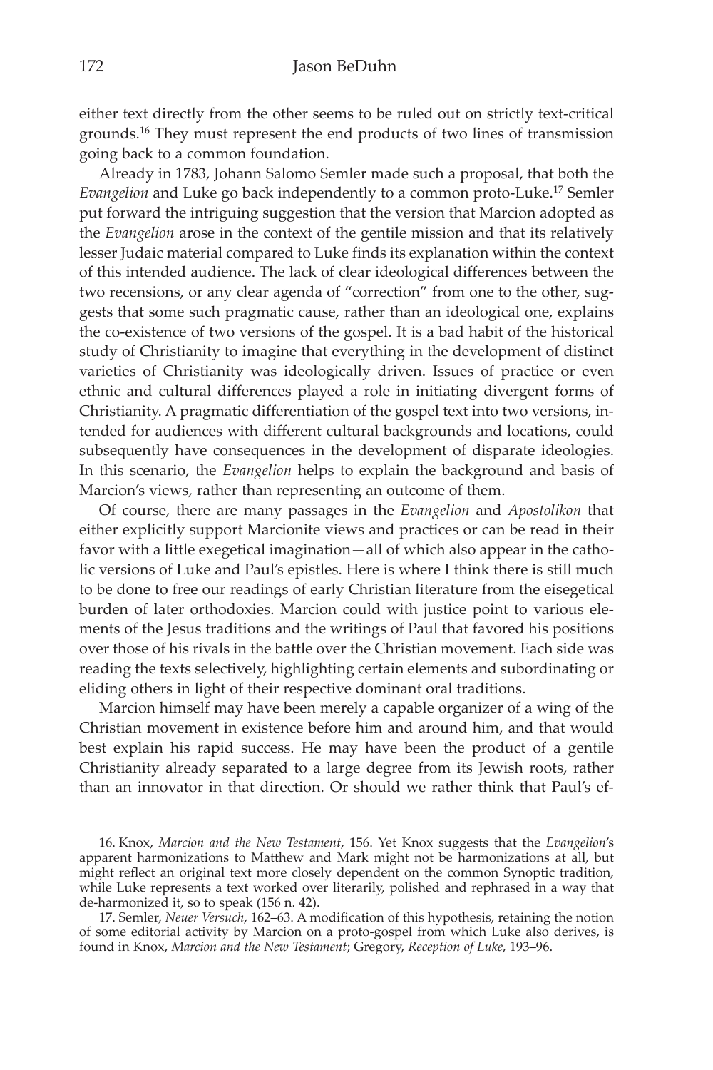either text directly from the other seems to be ruled out on strictly text-critical grounds.[16] They must represent the end products of two lines of transmission going back to a common foundation.

Already in 1783, Johann Salomo Semler made such a proposal, that both the *Evangelion* and Luke go back independently to a common proto-Luke.[17] Semler put forward the intriguing suggestion that the version that Marcion adopted as the *Evangelion* arose in the context of the gentile mission and that its relatively lesser Judaic material compared to Luke finds its explanation within the context of this intended audience. The lack of clear ideological differences between the two recensions, or any clear agenda of "correction" from one to the other, suggests that some such pragmatic cause, rather than an ideological one, explains the co-existence of two versions of the gospel. It is a bad habit of the historical study of Christianity to imagine that everything in the development of distinct varieties of Christianity was ideologically driven. Issues of practice or even ethnic and cultural differences played a role in initiating divergent forms of Christianity. A pragmatic differentiation of the gospel text into two versions, intended for audiences with different cultural backgrounds and locations, could subsequently have consequences in the development of disparate ideologies. In this scenario, the *Evangelion* helps to explain the background and basis of Marcion's views, rather than representing an outcome of them.

Of course, there are many passages in the *Evangelion* and *Apostolikon* that either explicitly support Marcionite views and practices or can be read in their favor with a little exegetical imagination—all of which also appear in the catholic versions of Luke and Paul's epistles. Here is where I think there is still much to be done to free our readings of early Christian literature from the eisegetical burden of later orthodoxies. Marcion could with justice point to various elements of the Jesus traditions and the writings of Paul that favored his positions over those of his rivals in the battle over the Christian movement. Each side was reading the texts selectively, highlighting certain elements and subordinating or eliding others in light of their respective dominant oral traditions.

Marcion himself may have been merely a capable organizer of a wing of the Christian movement in existence before him and around him, and that would best explain his rapid success. He may have been the product of a gentile Christianity already separated to a large degree from its Jewish roots, rather than an innovator in that direction. Or should we rather think that Paul's ef-

16. Knox, *Marcion and the New Testament*, 156. Yet Knox suggests that the *Evangelion*'s apparent harmonizations to Matthew and Mark might not be harmonizations at all, but might reflect an original text more closely dependent on the common Synoptic tradition, while Luke represents a text worked over literarily, polished and rephrased in a way that de-harmonized it, so to speak (156 n. 42).

17. Semler, *Neuer Versuch*, 162–63. A modification of this hypothesis, retaining the notion of some editorial activity by Marcion on a proto-gospel from which Luke also derives, is found in Knox, *Marcion and the New Testament*; Gregory, *Reception of Luke*, 193–96.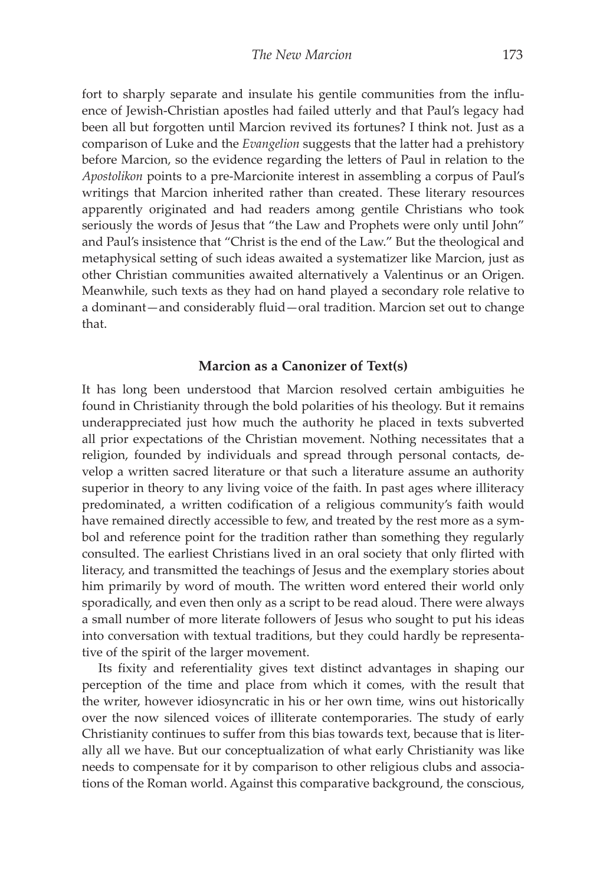fort to sharply separate and insulate his gentile communities from the influence of Jewish-Christian apostles had failed utterly and that Paul's legacy had been all but forgotten until Marcion revived its fortunes? I think not. Just as a comparison of Luke and the *Evangelion* suggests that the latter had a prehistory before Marcion, so the evidence regarding the letters of Paul in relation to the *Apostolikon* points to a pre-Marcionite interest in assembling a corpus of Paul's writings that Marcion inherited rather than created. These literary resources apparently originated and had readers among gentile Christians who took seriously the words of Jesus that "the Law and Prophets were only until John" and Paul's insistence that "Christ is the end of the Law." But the theological and metaphysical setting of such ideas awaited a systematizer like Marcion, just as other Christian communities awaited alternatively a Valentinus or an Origen. Meanwhile, such texts as they had on hand played a secondary role relative to a dominant—and considerably fluid—oral tradition. Marcion set out to change that.

## Marcion as a Canonizer of Text(s)

It has long been understood that Marcion resolved certain ambiguities he found in Christianity through the bold polarities of his theology. But it remains underappreciated just how much the authority he placed in texts subverted all prior expectations of the Christian movement. Nothing necessitates that a religion, founded by individuals and spread through personal contacts, develop a written sacred literature or that such a literature assume an authority superior in theory to any living voice of the faith. In past ages where illiteracy predominated, a written codification of a religious community's faith would have remained directly accessible to few, and treated by the rest more as a symbol and reference point for the tradition rather than something they regularly consulted. The earliest Christians lived in an oral society that only flirted with literacy, and transmitted the teachings of Jesus and the exemplary stories about him primarily by word of mouth. The written word entered their world only sporadically, and even then only as a script to be read aloud. There were always a small number of more literate followers of Jesus who sought to put his ideas into conversation with textual traditions, but they could hardly be representative of the spirit of the larger movement.

Its fixity and referentiality gives text distinct advantages in shaping our perception of the time and place from which it comes, with the result that the writer, however idiosyncratic in his or her own time, wins out historically over the now silenced voices of illiterate contemporaries. The study of early Christianity continues to suffer from this bias towards text, because that is literally all we have. But our conceptualization of what early Christianity was like needs to compensate for it by comparison to other religious clubs and associations of the Roman world. Against this comparative background, the conscious,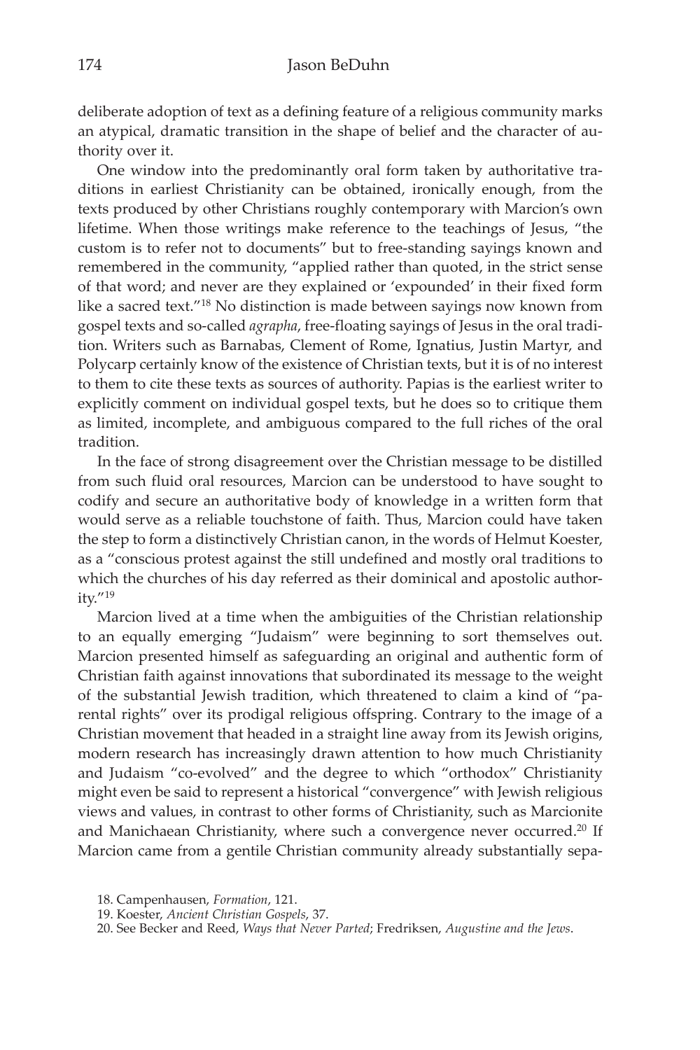deliberate adoption of text as a defining feature of a religious community marks an atypical, dramatic transition in the shape of belief and the character of authority over it.

One window into the predominantly oral form taken by authoritative traditions in earliest Christianity can be obtained, ironically enough, from the texts produced by other Christians roughly contemporary with Marcion's own lifetime. When those writings make reference to the teachings of Jesus, "the custom is to refer not to documents" but to free-standing sayings known and remembered in the community, "applied rather than quoted, in the strict sense of that word; and never are they explained or 'expounded' in their fixed form like a sacred text."[18] No distinction is made between sayings now known from gospel texts and so-called *agrapha*, free-floating sayings of Jesus in the oral tradition. Writers such as Barnabas, Clement of Rome, Ignatius, Justin Martyr, and Polycarp certainly know of the existence of Christian texts, but it is of no interest to them to cite these texts as sources of authority. Papias is the earliest writer to explicitly comment on individual gospel texts, but he does so to critique them as limited, incomplete, and ambiguous compared to the full riches of the oral tradition.

In the face of strong disagreement over the Christian message to be distilled from such fluid oral resources, Marcion can be understood to have sought to codify and secure an authoritative body of knowledge in a written form that would serve as a reliable touchstone of faith. Thus, Marcion could have taken the step to form a distinctively Christian canon, in the words of Helmut Koester, as a "conscious protest against the still undefined and mostly oral traditions to which the churches of his day referred as their dominical and apostolic authority."[19]

Marcion lived at a time when the ambiguities of the Christian relationship to an equally emerging "Judaism" were beginning to sort themselves out. Marcion presented himself as safeguarding an original and authentic form of Christian faith against innovations that subordinated its message to the weight of the substantial Jewish tradition, which threatened to claim a kind of "parental rights" over its prodigal religious offspring. Contrary to the image of a Christian movement that headed in a straight line away from its Jewish origins, modern research has increasingly drawn attention to how much Christianity and Judaism "co-evolved" and the degree to which "orthodox" Christianity might even be said to represent a historical "convergence" with Jewish religious views and values, in contrast to other forms of Christianity, such as Marcionite and Manichaean Christianity, where such a convergence never occurred.[20] If Marcion came from a gentile Christian community already substantially sepa-

18. Campenhausen, *Formation*, 121.

19. Koester, *Ancient Christian Gospels*, 37.

20. See Becker and Reed, *Ways that Never Parted*; Fredriksen, *Augustine and the Jews*.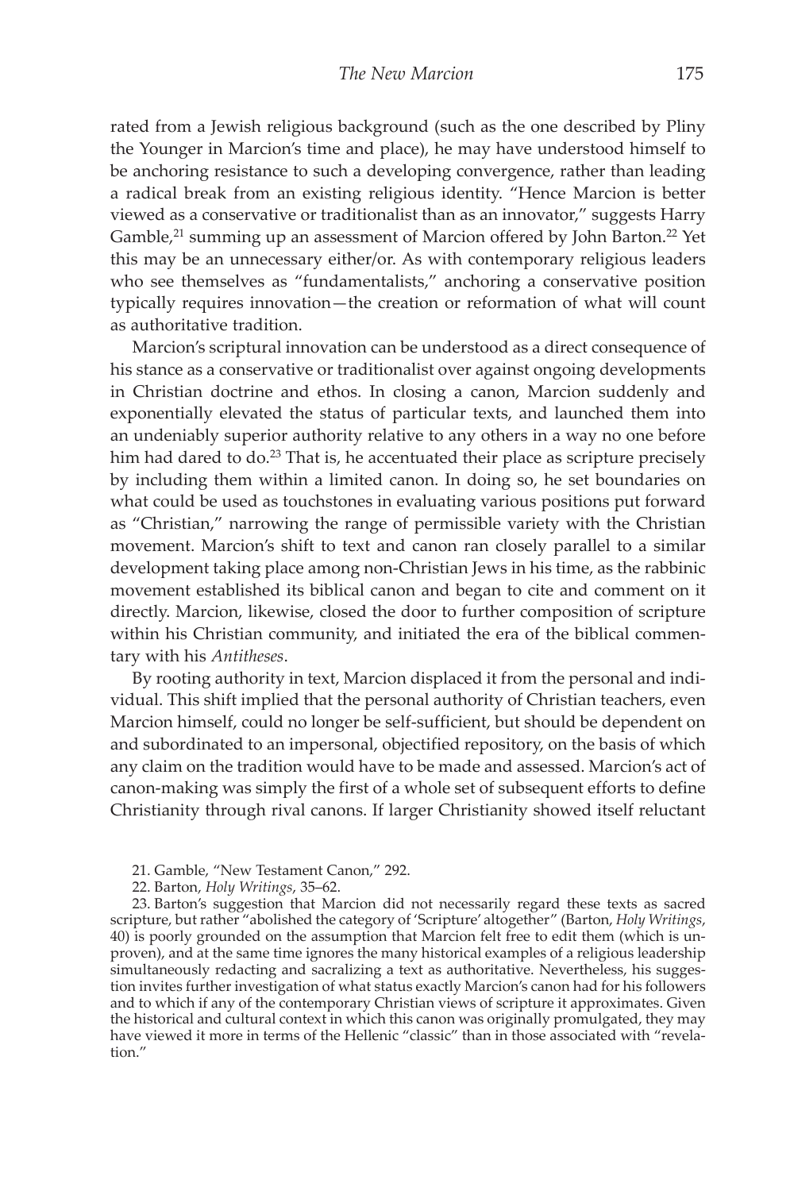rated from a Jewish religious background (such as the one described by Pliny the Younger in Marcion's time and place), he may have understood himself to be anchoring resistance to such a developing convergence, rather than leading a radical break from an existing religious identity. "Hence Marcion is better viewed as a conservative or traditionalist than as an innovator," suggests Harry Gamble,[21] summing up an assessment of Marcion offered by John Barton.[22] Yet this may be an unnecessary either/or. As with contemporary religious leaders who see themselves as "fundamentalists," anchoring a conservative position typically requires innovation—the creation or reformation of what will count as authoritative tradition.

Marcion's scriptural innovation can be understood as a direct consequence of his stance as a conservative or traditionalist over against ongoing developments in Christian doctrine and ethos. In closing a canon, Marcion suddenly and exponentially elevated the status of particular texts, and launched them into an undeniably superior authority relative to any others in a way no one before him had dared to do.[23] That is, he accentuated their place as scripture precisely by including them within a limited canon. In doing so, he set boundaries on what could be used as touchstones in evaluating various positions put forward as "Christian," narrowing the range of permissible variety with the Christian movement. Marcion's shift to text and canon ran closely parallel to a similar development taking place among non-Christian Jews in his time, as the rabbinic movement established its biblical canon and began to cite and comment on it directly. Marcion, likewise, closed the door to further composition of scripture within his Christian community, and initiated the era of the biblical commentary with his *Antitheses*.

By rooting authority in text, Marcion displaced it from the personal and individual. This shift implied that the personal authority of Christian teachers, even Marcion himself, could no longer be self-sufficient, but should be dependent on and subordinated to an impersonal, objectified repository, on the basis of which any claim on the tradition would have to be made and assessed. Marcion's act of canon-making was simply the first of a whole set of subsequent efforts to define Christianity through rival canons. If larger Christianity showed itself reluctant

21. Gamble, "New Testament Canon," 292.

22. Barton, *Holy Writings*, 35–62.

23. Barton's suggestion that Marcion did not necessarily regard these texts as sacred scripture, but rather "abolished the category of 'Scripture' altogether" (Barton, *Holy Writings*, 40) is poorly grounded on the assumption that Marcion felt free to edit them (which is unproven), and at the same time ignores the many historical examples of a religious leadership simultaneously redacting and sacralizing a text as authoritative. Nevertheless, his suggestion invites further investigation of what status exactly Marcion's canon had for his followers and to which if any of the contemporary Christian views of scripture it approximates. Given the historical and cultural context in which this canon was originally promulgated, they may have viewed it more in terms of the Hellenic "classic" than in those associated with "revelation."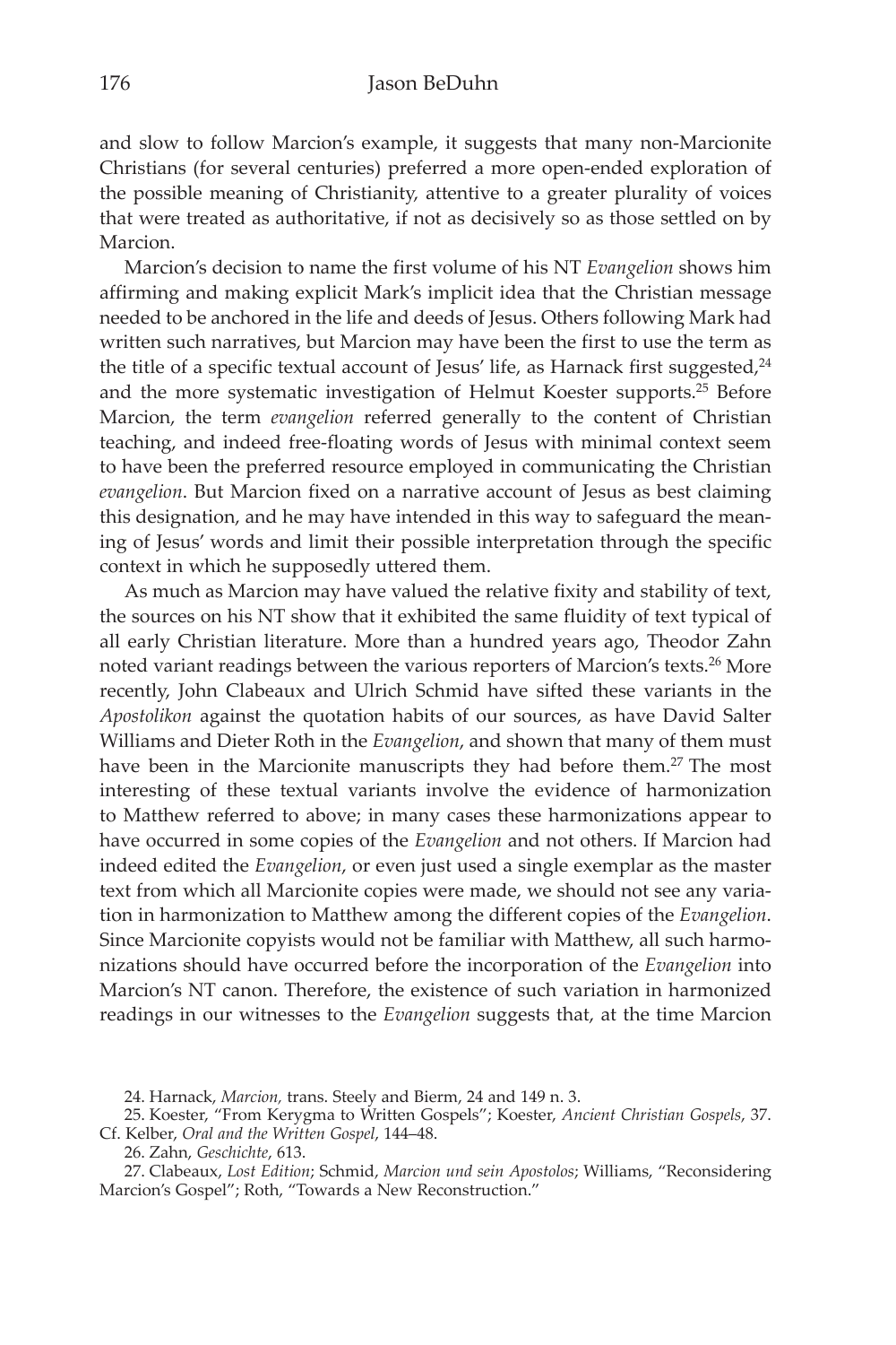and slow to follow Marcion's example, it suggests that many non-Marcionite Christians (for several centuries) preferred a more open-ended exploration of the possible meaning of Christianity, attentive to a greater plurality of voices that were treated as authoritative, if not as decisively so as those settled on by Marcion.

Marcion's decision to name the first volume of his NT *Evangelion* shows him affirming and making explicit Mark's implicit idea that the Christian message needed to be anchored in the life and deeds of Jesus. Others following Mark had written such narratives, but Marcion may have been the first to use the term as the title of a specific textual account of Jesus' life, as Harnack first suggested,[24] and the more systematic investigation of Helmut Koester supports.[25] Before Marcion, the term *evangelion* referred generally to the content of Christian teaching, and indeed free-floating words of Jesus with minimal context seem to have been the preferred resource employed in communicating the Christian *evangelion*. But Marcion fixed on a narrative account of Jesus as best claiming this designation, and he may have intended in this way to safeguard the meaning of Jesus' words and limit their possible interpretation through the specific context in which he supposedly uttered them.

As much as Marcion may have valued the relative fixity and stability of text, the sources on his NT show that it exhibited the same fluidity of text typical of all early Christian literature. More than a hundred years ago, Theodor Zahn noted variant readings between the various reporters of Marcion's texts.[26] More recently, John Clabeaux and Ulrich Schmid have sifted these variants in the *Apostolikon* against the quotation habits of our sources, as have David Salter Williams and Dieter Roth in the *Evangelion*, and shown that many of them must have been in the Marcionite manuscripts they had before them.[27] The most interesting of these textual variants involve the evidence of harmonization to Matthew referred to above; in many cases these harmonizations appear to have occurred in some copies of the *Evangelion* and not others. If Marcion had indeed edited the *Evangelion*, or even just used a single exemplar as the master text from which all Marcionite copies were made, we should not see any variation in harmonization to Matthew among the different copies of the *Evangelion*. Since Marcionite copyists would not be familiar with Matthew, all such harmonizations should have occurred before the incorporation of the *Evangelion* into Marcion's NT canon. Therefore, the existence of such variation in harmonized readings in our witnesses to the *Evangelion* suggests that, at the time Marcion

24. Harnack, *Marcion,* trans. Steely and Bierm, 24 and 149 n. 3.

25. Koester, "From Kerygma to Written Gospels"; Koester, *Ancient Christian Gospels*, 37. Cf. Kelber, *Oral and the Written Gospel*, 144–48.

26. Zahn, *Geschichte*, 613.

27. Clabeaux, *Lost Edition*; Schmid, *Marcion und sein Apostolos*; Williams, "Reconsidering Marcion's Gospel"; Roth, "Towards a New Reconstruction."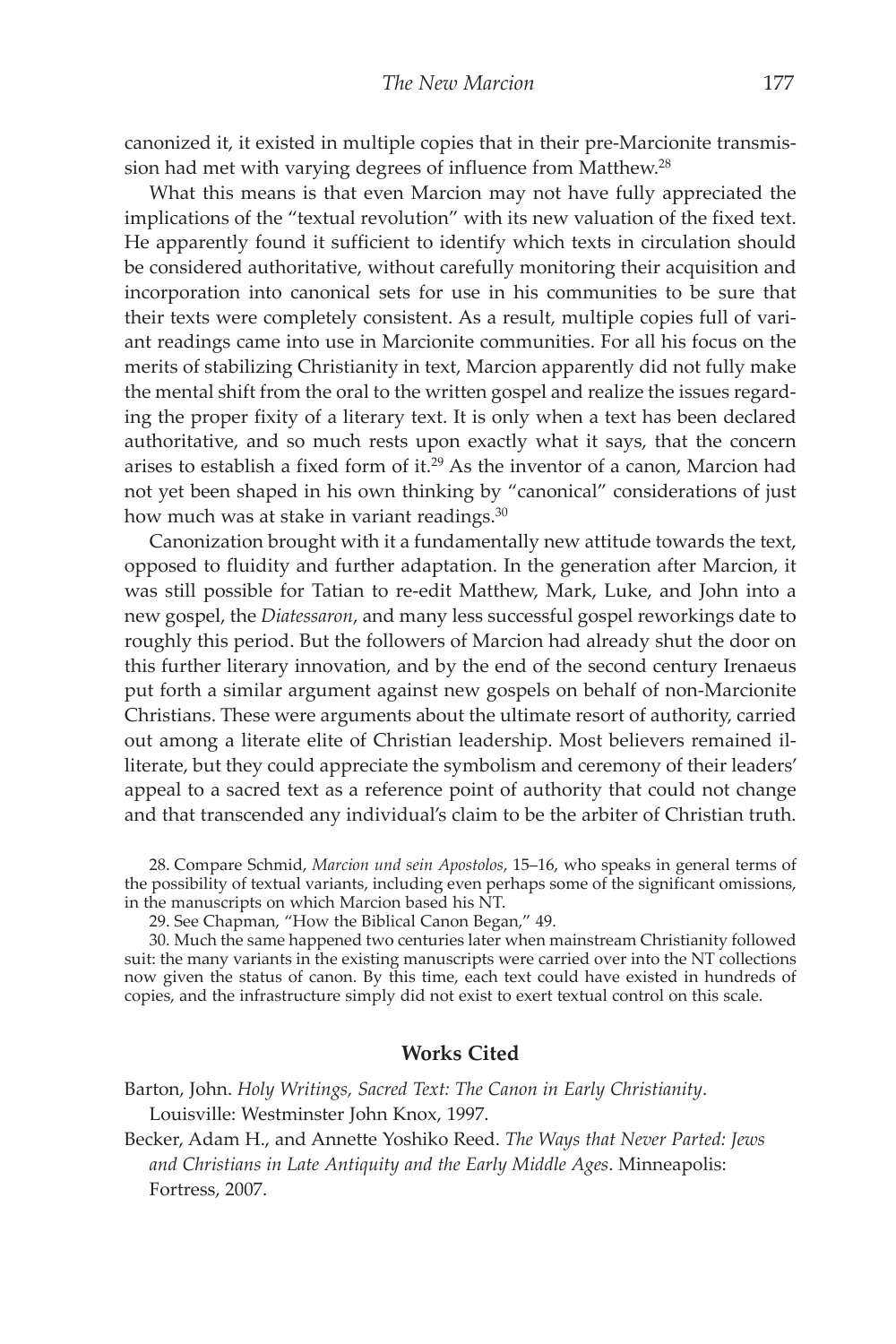canonized it, it existed in multiple copies that in their pre-Marcionite transmission had met with varying degrees of influence from Matthew.[28]

What this means is that even Marcion may not have fully appreciated the implications of the "textual revolution" with its new valuation of the fixed text. He apparently found it sufficient to identify which texts in circulation should be considered authoritative, without carefully monitoring their acquisition and incorporation into canonical sets for use in his communities to be sure that their texts were completely consistent. As a result, multiple copies full of variant readings came into use in Marcionite communities. For all his focus on the merits of stabilizing Christianity in text, Marcion apparently did not fully make the mental shift from the oral to the written gospel and realize the issues regarding the proper fixity of a literary text. It is only when a text has been declared authoritative, and so much rests upon exactly what it says, that the concern arises to establish a fixed form of it.[29] As the inventor of a canon, Marcion had not yet been shaped in his own thinking by "canonical" considerations of just how much was at stake in variant readings.[30]

Canonization brought with it a fundamentally new attitude towards the text, opposed to fluidity and further adaptation. In the generation after Marcion, it was still possible for Tatian to re-edit Matthew, Mark, Luke, and John into a new gospel, the *Diatessaron*, and many less successful gospel reworkings date to roughly this period. But the followers of Marcion had already shut the door on this further literary innovation, and by the end of the second century Irenaeus put forth a similar argument against new gospels on behalf of non-Marcionite Christians. These were arguments about the ultimate resort of authority, carried out among a literate elite of Christian leadership. Most believers remained illiterate, but they could appreciate the symbolism and ceremony of their leaders' appeal to a sacred text as a reference point of authority that could not change and that transcended any individual's claim to be the arbiter of Christian truth.

28. Compare Schmid, *Marcion und sein Apostolos*, 15–16, who speaks in general terms of the possibility of textual variants, including even perhaps some of the significant omissions, in the manuscripts on which Marcion based his NT.

29. See Chapman, "How the Biblical Canon Began," 49.

30. Much the same happened two centuries later when mainstream Christianity followed suit: the many variants in the existing manuscripts were carried over into the NT collections now given the status of canon. By this time, each text could have existed in hundreds of copies, and the infrastructure simply did not exist to exert textual control on this scale.

## Works Cited

Barton, John. *Holy Writings, Sacred Text: The Canon in Early Christianity*. Louisville: Westminster John Knox, 1997.

Becker, Adam H., and Annette Yoshiko Reed. *The Ways that Never Parted: Jews and Christians in Late Antiquity and the Early Middle Ages*. Minneapolis: Fortress, 2007.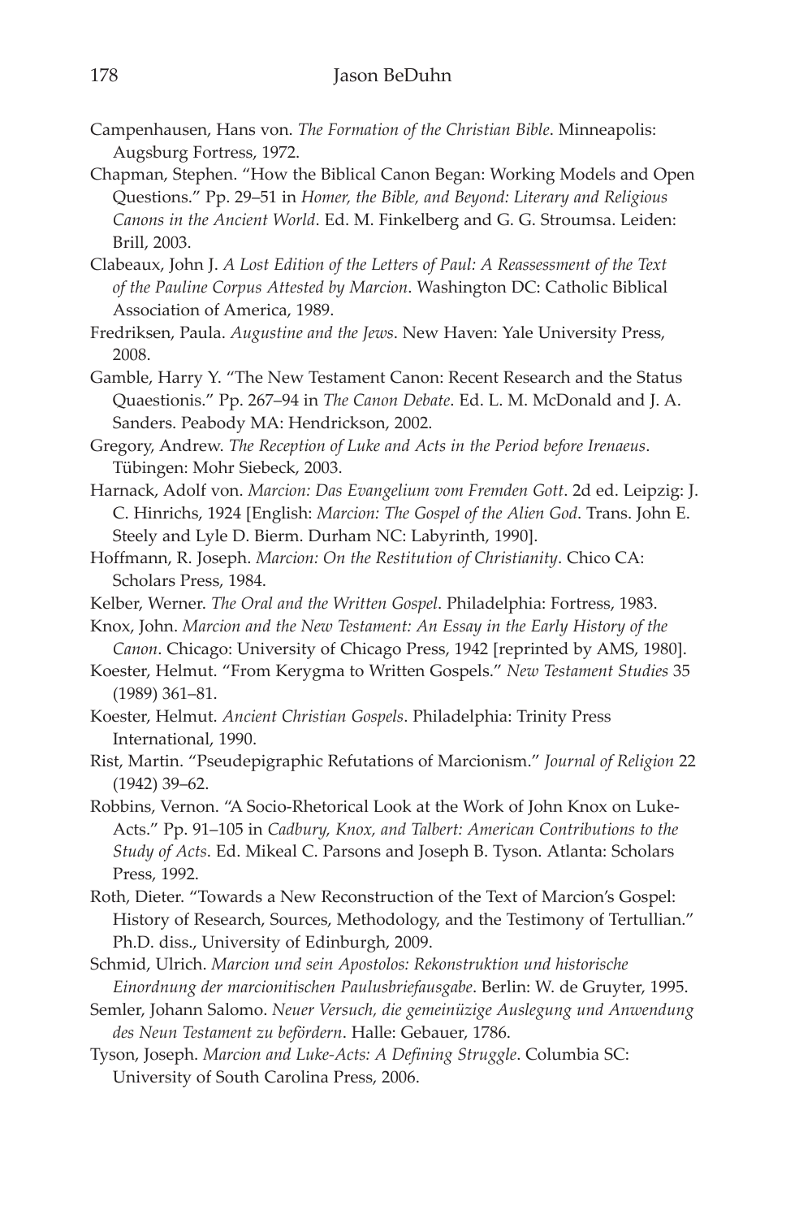Campenhausen, Hans von. *The Formation of the Christian Bible*. Minneapolis: Augsburg Fortress, 1972.

Chapman, Stephen. "How the Biblical Canon Began: Working Models and Open Questions." Pp. 29–51 in *Homer, the Bible, and Beyond: Literary and Religious Canons in the Ancient World*. Ed. M. Finkelberg and G. G. Stroumsa. Leiden: Brill, 2003.

Clabeaux, John J. *A Lost Edition of the Letters of Paul: A Reassessment of the Text of the Pauline Corpus Attested by Marcion*. Washington DC: Catholic Biblical Association of America, 1989.

Fredriksen, Paula. *Augustine and the Jews*. New Haven: Yale University Press, 2008.

Gamble, Harry Y. "The New Testament Canon: Recent Research and the Status Quaestionis." Pp. 267–94 in *The Canon Debate*. Ed. L. M. McDonald and J. A. Sanders. Peabody MA: Hendrickson, 2002.

Gregory, Andrew. *The Reception of Luke and Acts in the Period before Irenaeus*. Tübingen: Mohr Siebeck, 2003.

Harnack, Adolf von. *Marcion: Das Evangelium vom Fremden Gott*. 2d ed. Leipzig: J. C. Hinrichs, 1924 [English: *Marcion: The Gospel of the Alien God*. Trans. John E. Steely and Lyle D. Bierm. Durham NC: Labyrinth, 1990].

Hoffmann, R. Joseph. *Marcion: On the Restitution of Christianity*. Chico CA: Scholars Press, 1984.

Kelber, Werner. *The Oral and the Written Gospel*. Philadelphia: Fortress, 1983.

Knox, John. *Marcion and the New Testament: An Essay in the Early History of the Canon*. Chicago: University of Chicago Press, 1942 [reprinted by AMS, 1980].

Koester, Helmut. "From Kerygma to Written Gospels." *New Testament Studies* 35 (1989) 361–81.

Koester, Helmut. *Ancient Christian Gospels*. Philadelphia: Trinity Press International, 1990.

Rist, Martin. "Pseudepigraphic Refutations of Marcionism." *Journal of Religion* 22 (1942) 39–62.

Robbins, Vernon. "A Socio-Rhetorical Look at the Work of John Knox on Luke-Acts." Pp. 91–105 in *Cadbury, Knox, and Talbert: American Contributions to the Study of Acts*. Ed. Mikeal C. Parsons and Joseph B. Tyson. Atlanta: Scholars Press, 1992.

Roth, Dieter. "Towards a New Reconstruction of the Text of Marcion's Gospel: History of Research, Sources, Methodology, and the Testimony of Tertullian." Ph.D. diss., University of Edinburgh, 2009.

Schmid, Ulrich. *Marcion und sein Apostolos: Rekonstruktion und historische Einordnung der marcionitischen Paulusbriefausgabe*. Berlin: W. de Gruyter, 1995.

Semler, Johann Salomo. *Neuer Versuch, die gemeinüzige Auslegung und Anwendung des Neun Testament zu befördern*. Halle: Gebauer, 1786.

Tyson, Joseph. *Marcion and Luke-Acts: A Defining Struggle*. Columbia SC: University of South Carolina Press, 2006.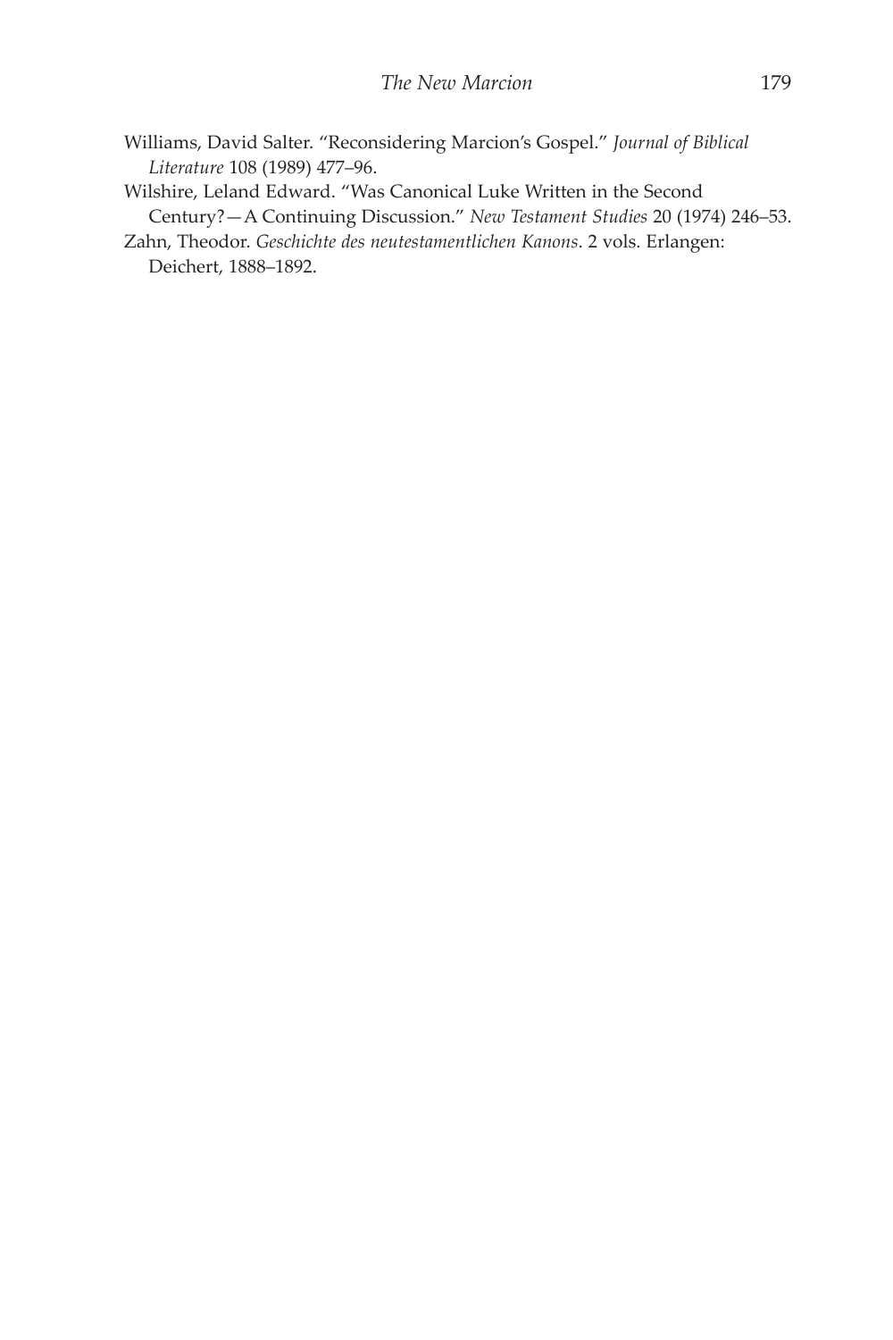Williams, David Salter. "Reconsidering Marcion's Gospel." *Journal of Biblical Literature* 108 (1989) 477–96.

Wilshire, Leland Edward. "Was Canonical Luke Written in the Second Century?—A Continuing Discussion." *New Testament Studies* 20 (1974) 246–53.

Zahn, Theodor. *Geschichte des neutestamentlichen Kanons*. 2 vols. Erlangen: Deichert, 1888–1892.